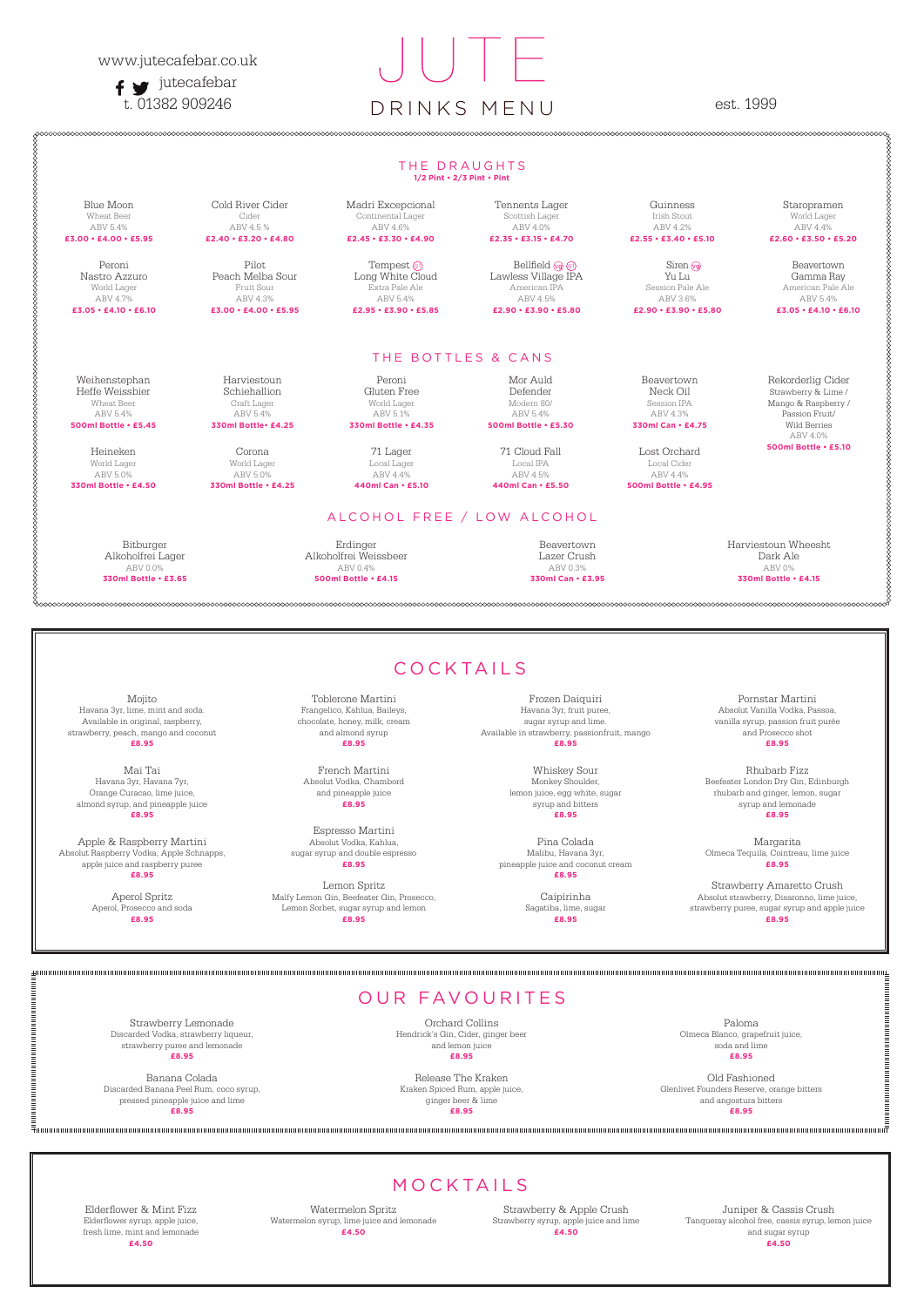www.jutecafebar.co.uk

jutecafebar

t. 01382 909246

# JUTE

DRINKS MENU

est. 1999

## THE DRAUGHTS

**1/2 Pint • 2/3 Pint • Pint**

Blue Moon
Wheat Beer
ABV 5.4%
**£3.00 • £4.00 • £5.95**

Cold River Cider
Cider
ABV 4.5 %
**£2.40 • £3.20 • £4.80**

Madri Excepcional
Continental Lager
ABV 4.6%
**£2.45 • £3.30 • £4.90**

Tennents Lager
Scottish Lager
ABV 4.0%
**£2.35 • £3.15 • £4.70**

Guinness
Irish Stout
ABV 4.2%
**£2.55 • £3.40 • £5.10**

Staropramen
World Lager
ABV 4.4%
**£2.60 • £3.50 • £5.20**

Peroni Nastro Azzuro
World Lager
ABV 4.7%
**£3.05 • £4.10 • £6.10**

Pilot Peach Melba Sour
Fruit Sour
ABV 4.3%
**£3.00 • £4.00 • £5.95**

Tempest Long White Cloud
Extra Pale Ale
ABV 5.4%
**£2.95 • £3.90 • £5.85**

Bellfield Lawless Village IPA
American IPA
ABV 4.5%
**£2.90 • £3.90 • £5.80**

Siren Yu Lu
Session Pale Ale
ABV 3.6%
**£2.90 • £3.90 • £5.80**

Beavertown Gamma Ray
American Pale Ale
ABV 5.4%
**£3.05 • £4.10 • £6.10**

## THE BOTTLES & CANS

Weihenstephan Heffe Weissbier
Wheat Beer
ABV 5.4%
**500ml Bottle • £5.45**

Harviestoun Schiehallion
Craft Lager
ABV 5.4%
**330ml Bottle• £4.25**

Peroni Gluten Free
World Lager
ABV 5.1%
**330ml Bottle • £4.35**

Mor Auld Defender
Modern 80/
ABV 5.4%
**500ml Bottle • £5.30**

Beavertown Neck Oil
Session IPA
ABV 4.3%
**330ml Can • £4.75**

Rekorderlig Cider
Strawberry & Lime / Mango & Raspberry / Passion Fruit/ Wild Berries
ABV 4.0%
**500ml Bottle • £5.10**

Heineken
World Lager
ABV 5.0%
**330ml Bottle • £4.50**

Corona
World Lager
ABV 5.0%
**330ml Bottle • £4.25**

71 Lager
Local Lager
ABV 4.4%
**440ml Can • £5.10**

71 Cloud Fall
Local IPA
ABV 4.5%
**440ml Can • £5.50**

Lost Orchard
Local Cider
ABV 4.4%
**500ml Bottle • £4.95**

## ALCOHOL FREE / LOW ALCOHOL

Bitburger Alkoholfrei Lager
ABV 0.0%
**330ml Bottle • £3.65**

Erdinger Alkoholfrei Weissbeer
ABV 0.4%
**500ml Bottle • £4.15**

Beavertown Lazer Crush
ABV 0.3%
**330ml Can • £3.95**

Harviestoun Wheesht Dark Ale
ABV 0%
**330ml Bottle • £4.15**

## COCKTAILS

Mojito
Havana 3yr, lime, mint and soda. Available in original, raspberry, strawberry, peach, mango and coconut
**£8.95**

Mai Tai
Havana 3yr, Havana 7yr, Orange Curacao, lime juice, almond syrup, and pineapple juice
**£8.95**

Apple & Raspberry Martini
Absolut Raspberry Vodka, Apple Schnapps, apple juice and raspberry puree
**£8.95**

Aperol Spritz
Aperol, Prosecco and soda
**£8.95**

Toblerone Martini
Frangelico, Kahlua, Baileys, chocolate, honey, milk, cream and almond syrup
**£8.95**

French Martini
Absolut Vodka, Chambord and pineapple juice
**£8.95**

Espresso Martini
Absolut Vodka, Kahlua, sugar syrup and double espresso
**£8.95**

Lemon Spritz
Malfy Lemon Gin, Beefeater Gin, Prosecco, Lemon Sorbet, sugar syrup and lemon
**£8.95**

Frozen Daiquiri
Havana 3yr, fruit puree, sugar syrup and lime. Available in strawberry, passionfruit, mango
**£8.95**

Whiskey Sour
Monkey Shoulder, lemon juice, egg white, sugar syrup and bitters
**£8.95**

Pina Colada
Malibu, Havana 3yr, pineapple juice and coconut cream
**£8.95**

Caipirinha
Sagatiba, lime, sugar
**£8.95**

Pornstar Martini
Absolut Vanilla Vodka, Passoa, vanilla syrup, passion fruit purée and Prosecco shot
**£8.95**

Rhubarb Fizz
Beefeater London Dry Gin, Edinburgh rhubarb and ginger, lemon, sugar syrup and lemonade
**£8.95**

Margarita
Olmeca Tequila, Cointreau, lime juice
**£8.95**

Strawberry Amaretto Crush
Absolut strawberry, Disaronno, lime juice, strawberry puree, sugar syrup and apple juice
**£8.95**

## OUR FAVOURITES

Strawberry Lemonade
Discarded Vodka, strawberry liqueur, strawberry puree and lemonade
**£8.95**

Banana Colada
Discarded Banana Peel Rum, coco syrup, pressed pineapple juice and lime
**£8.95**

Orchard Collins
Hendrick's Gin, Cider, ginger beer and lemon juice
**£8.95**

Release The Kraken
Kraken Spiced Rum, apple juice, ginger beer & lime
**£8.95**

Paloma
Olmeca Blanco, grapefruit juice, soda and lime
**£8.95**

Old Fashioned
Glenlivet Founders Reserve, orange bitters and angostura bitters
**£8.95**

## MOCKTAILS

Elderflower & Mint Fizz
Elderflower syrup, apple juice, fresh lime, mint and lemonade
**£4.50**

Watermelon Spritz
Watermelon syrup, lime juice and lemonade
**£4.50**

Strawberry & Apple Crush
Strawberry syrup, apple juice and lime
**£4.50**

Juniper & Cassis Crush
Tanqueray alcohol free, cassis syrup, lemon juice and sugar syrup
**£4.50**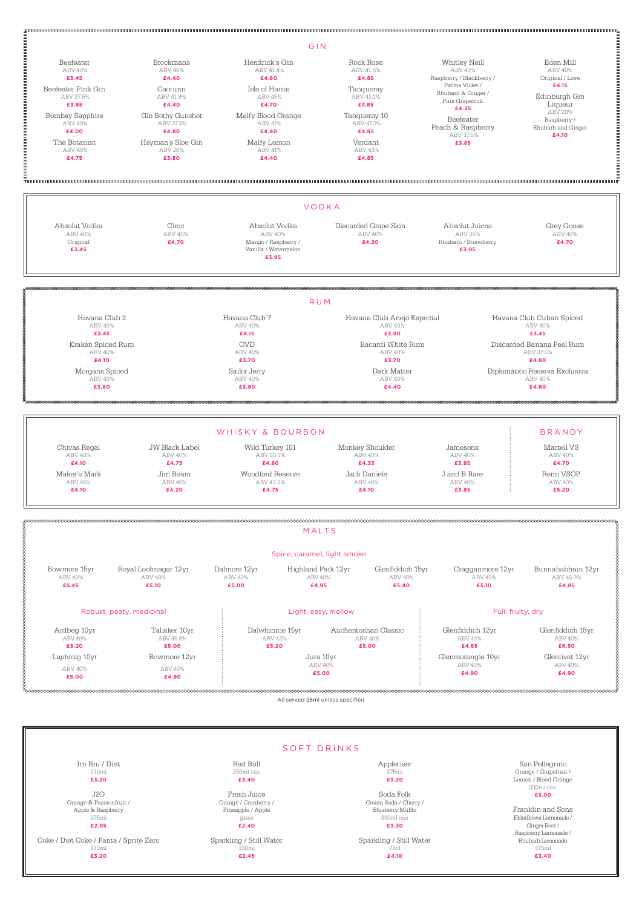## GIN

**Beefeater**
ABV 40%
£3.45

**Beefeater Pink Gin**
ABV 37.5%
£3.85

**Bombay Sapphire**
ABV 40%
£4.00

**The Botanist**
ABV 46%
£4.75

**Brockmans**
ABV 40%
£4.40

**Caorunn**
ABV 41.8%
£4.40

**Gin Bothy Gunshot**
ABV 37.5%
£4.80

**Hayman's Sloe Gin**
ABV 26%
£3.80

**Hendrick's Gin**
ABV 41.4%
£4.60

**Isle of Harris**
ABV 45%
£4.70

**Malfy Blood Orange**
ABV 41%
£4.40

**Malfy Lemon**
ABV 41%
£4.40

**Rock Rose**
ABV 41.5%
£4.85

**Tanqueray**
ABV 43.1%
£3.85

**Tanqueray 10**
ABV 47.3%
£4.85

**Verdant**
ABV 43%
£4.85

**Whitley Neill**
ABV 43%
Raspberry / Blackberry / Parma Violet / Rhubarb & Ginger / Pink Grapefruit
£4.25

**Beefeater Peach & Raspberry**
ABV 37.5%
£3.85

**Eden Mill**
ABV 40%
Original / Love
£4.15

**Edinburgh Gin Liqueur**
ABV 20%
Raspberry / Rhubarb and Ginger
£4.10

## VODKA

**Absolut Vodka**
ABV 40%
Original
£3.45

**Ciroc**
ABV 40%
£4.70

**Absolut Vodka**
ABV 40%
Mango / Raspberry / Vanilla / Watermelon
£3.95

**Discarded Grape Skin**
ABV 40%
£4.20

**Absolut Juices**
ABV 35%
Rhubarb / Strawberry
£3.95

**Grey Goose**
ABV 40%
£4.70

## RUM

**Havana Club 3**
ABV 40%
£3.45

**Kraken Spiced Rum**
ABV 40%
£4.10

**Morgans Spiced**
ABV 40%
£3.80

**Havana Club 7**
ABV 40%
£4.15

**OVD**
ABV 40%
£3.70

**Sailor Jerry**
ABV 40%
£3.80

**Havana Club Anejo Especial**
ABV 40%
£3.90

**Bacardi White Rum**
ABV 40%
£3.70

**Dark Matter**
ABV 40%
£4.40

**Havana Club Cuban Spiced**
ABV 40%
£3.45

**Discarded Banana Peel Rum**
ABV 37.5%
£4.60

**Diplomático Reserva Exclusiva**
ABV 40%
£4.60

## WHISKY & BOURBON

**Chivas Regal**
ABV 40%
£4.10

**Maker's Mark**
ABV 45%
£4.10

**JW Black Label**
ABV 40%
£4.75

**Jim Beam**
ABV 40%
£4.20

**Wild Turkey 101**
ABV 50.5%
£4.80

**Woodford Reserve**
ABV 43.2%
£4.75

**Monkey Shoulder**
ABV 40%
£4.35

**Jack Daniels**
ABV 40%
£4.10

**Jamesons**
ABV 40%
£3.95

**J and B Rare**
ABV 40%
£3.85

## BRANDY

**Martell VS**
ABV 40%
£4.70

**Remi VSOP**
ABV 40%
£5.20

## MALTS

### Spice, caramel, light smoke

**Bowmore 15yr**
ABV 40%
£5.45

**Royal Lochnagar 12yr**
ABV 40%
£5.10

**Dalmore 12yr**
ABV 40%
£5.00

**Highland Park 12yr**
ABV 40%
£4.95

**Glenfiddich 15yr**
ABV 40%
£5.40

**Cragganmore 12yr**
ABV 40%
£5.10

**Bunnahabhain 12yr**
ABV 46.3%
£4.85

### Robust, peaty, medicinal

**Ardbeg 10yr**
ABV 46%
£5.20

**Laphroig 10yr**
ABV 40%
£5.00

**Talisker 10yr**
ABV 45.8%
£5.00

**Bowmore 12yr**
ABV 40%
£4.90

### Light, easy, mellow

**Dalwhinnie 15yr**
ABV 43%
£5.20

**Auchentoshan Classic**
ABV 40%
£5.00

**Jura 10yr**
ABV 40%
£5.00

### Full, fruity, dry

**Glenfiddich 12yr**
ABV 40%
£4.85

**Glenmorangie 10yr**
ABV 40%
£4.90

**Glenfiddich 18yr**
ABV 40%
£6.50

**Glenlivet 12yr**
ABV 40%
£4.90

All served 25ml unless specified

## SOFT DRINKS

**Irn Bru / Diet**
330ml
£3.20

**J2O**
Orange & Passionfruit / Apple & Raspberry
275ml
£2.95

**Coke / Diet Coke / Fanta / Sprite Zero**
330ml
£3.20

**Red Bull**
250ml can
£3.40

**Fresh Juice**
Orange / Cranberry / Pineapple / Apple
glass
£2.40

**Sparkling / Still Water**
330ml
£2.45

**Appletiser**
275ml
£3.20

**Soda Folk**
Cream Soda / Cherry / Blueberry Muffin
330ml can
£3.30

**Sparkling / Still Water**
75cl
£4.10

**San Pellegrino**
Orange / Grapefruit / Lemon / Blood Orange
330ml can
£3.00

**Franklin and Sons**
Elderflower Lemonade / Ginger Beer / Raspberry Lemonade / Rhubarb Lemonade
375ml
£3.40